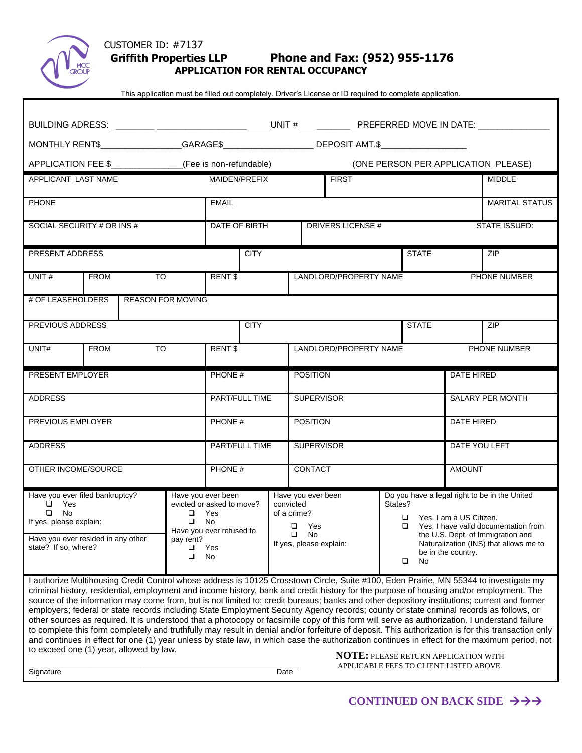CUSTOMER ID: #7137

**Griffith Properties LLP** **Phone and Fax: (952) 955-1176**

**APPLICATION FOR RENTAL OCCUPANCY**

This application must be filled out completely. Driver's License or ID required to complete application.

BUILDING ADRESS: ______________________________UNIT #____________PREFERRED MOVE IN DATE: ______________

MONTHLY RENT$________________GARAGE$__________________ DEPOSIT AMT.$_________________

APPLICATION FEE $______________(Fee is non-refundable) (ONE PERSON PER APPLICATION PLEASE)

| APPLICANT LAST NAME | MAIDEN/PREFIX | FIRST | MIDDLE |
|---|---|---|---|
| | | | |

| PHONE | EMAIL | MARITAL STATUS |
|---|---|---|
| | | |

| SOCIAL SECURITY # OR INS # | DATE OF BIRTH | DRIVERS LICENSE # | STATE ISSUED: |
|---|---|---|---|
| | | | |

| PRESENT ADDRESS | CITY | STATE | ZIP |
|---|---|---|---|
| | | | |

| UNIT # | FROM | TO | RENT $ | LANDLORD/PROPERTY NAME | PHONE NUMBER |
|---|---|---|---|---|---|
| | | | | | |

| # OF LEASEHOLDERS | REASON FOR MOVING |
|---|---|
| | |

| PREVIOUS ADDRESS | CITY | STATE | ZIP |
|---|---|---|---|
| | | | |

| UNIT# | FROM | TO | RENT $ | LANDLORD/PROPERTY NAME | PHONE NUMBER |
|---|---|---|---|---|---|
| | | | | | |

| PRESENT EMPLOYER | PHONE # | POSITION | DATE HIRED |
|---|---|---|---|
| ADDRESS | PART/FULL TIME | SUPERVISOR | SALARY PER MONTH |
| PREVIOUS EMPLOYER | PHONE # | POSITION | DATE HIRED |
| ADDRESS | PART/FULL TIME | SUPERVISOR | DATE YOU LEFT |
| OTHER INCOME/SOURCE | PHONE # | CONTACT | AMOUNT |

| Have you ever filed bankruptcy? | Have you ever been evicted or asked to move? | Have you ever been convicted of a crime? | Do you have a legal right to be in the United States? |
|---|---|---|---|
| ❑ Yes<br>❑ No<br>If yes, please explain:<br><br>Have you ever resided in any other state? If so, where? | ❑ Yes<br>❑ No<br>Have you ever refused to pay rent?<br>❑ Yes<br>❑ No | ❑ Yes<br>❑ No<br>If yes, please explain: | ❑ Yes, I am a US Citizen.<br>❑ Yes, I have valid documentation from the U.S. Dept. of Immigration and Naturalization (INS) that allows me to be in the country.<br>❑ No |

I authorize Multihousing Credit Control whose address is 10125 Crosstown Circle, Suite #100, Eden Prairie, MN 55344 to investigate my criminal history, residential, employment and income history, bank and credit history for the purpose of housing and/or employment. The source of the information may come from, but is not limited to: credit bureaus; banks and other depository institutions; current and former employers; federal or state records including State Employment Security Agency records; county or state criminal records as follows, or other sources as required. It is understood that a photocopy or facsimile copy of this form will serve as authorization. I understand failure to complete this form completely and truthfully may result in denial and/or forfeiture of deposit. This authorization is for this transaction only and continues in effect for one (1) year unless by state law, in which case the authorization continues in effect for the maximum period, not to exceed one (1) year, allowed by law.

______________________________________________________________

Signature Date

**NOTE:** PLEASE RETURN APPLICATION WITH APPLICABLE FEES TO CLIENT LISTED ABOVE.

**CONTINUED ON BACK SIDE →→→**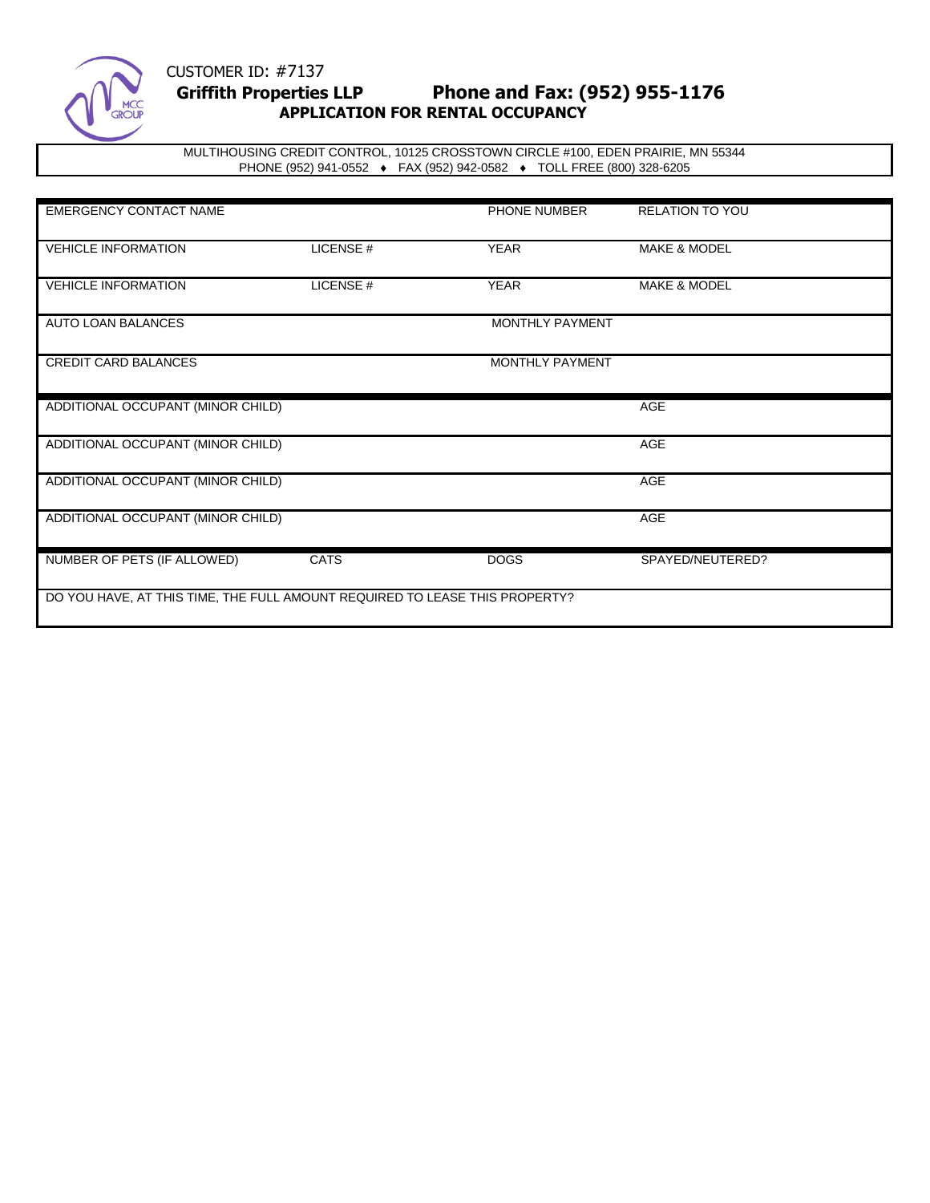CUSTOMER ID: #7137

**Griffith Properties LLP** **Phone and Fax: (952) 955-1176**

**APPLICATION FOR RENTAL OCCUPANCY**

MULTIHOUSING CREDIT CONTROL, 10125 CROSSTOWN CIRCLE #100, EDEN PRAIRIE, MN 55344
PHONE (952) 941-0552 ♦ FAX (952) 942-0582 ♦ TOLL FREE (800) 328-6205

| | | | |
|---|---|---|---|
| EMERGENCY CONTACT NAME | | PHONE NUMBER | RELATION TO YOU |
| VEHICLE INFORMATION | LICENSE # | YEAR | MAKE & MODEL |
| VEHICLE INFORMATION | LICENSE # | YEAR | MAKE & MODEL |
| AUTO LOAN BALANCES | | MONTHLY PAYMENT | |
| CREDIT CARD BALANCES | | MONTHLY PAYMENT | |
| ADDITIONAL OCCUPANT (MINOR CHILD) | | | AGE |
| ADDITIONAL OCCUPANT (MINOR CHILD) | | | AGE |
| ADDITIONAL OCCUPANT (MINOR CHILD) | | | AGE |
| ADDITIONAL OCCUPANT (MINOR CHILD) | | | AGE |
| NUMBER OF PETS (IF ALLOWED) | CATS | DOGS | SPAYED/NEUTERED? |
| DO YOU HAVE, AT THIS TIME, THE FULL AMOUNT REQUIRED TO LEASE THIS PROPERTY? | | | |